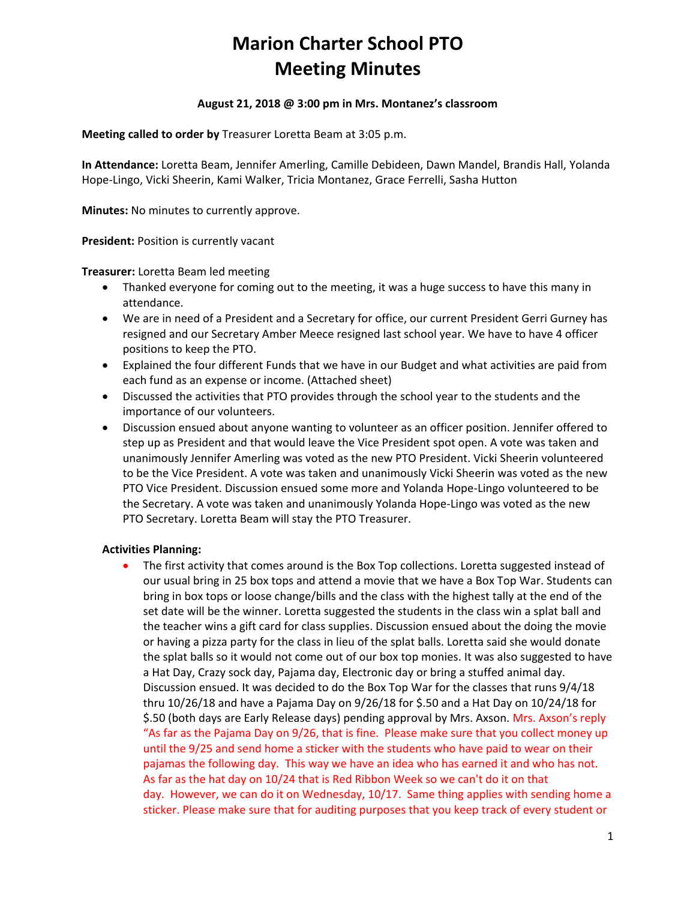# Marion Charter School PTO
# Meeting Minutes

**August 21, 2018 @ 3:00 pm in Mrs. Montanez's classroom**

**Meeting called to order by** Treasurer Loretta Beam at 3:05 p.m.

**In Attendance:** Loretta Beam, Jennifer Amerling, Camille Debideen, Dawn Mandel, Brandis Hall, Yolanda Hope-Lingo, Vicki Sheerin, Kami Walker, Tricia Montanez, Grace Ferrelli, Sasha Hutton

**Minutes:** No minutes to currently approve.

**President:** Position is currently vacant

**Treasurer:** Loretta Beam led meeting

- Thanked everyone for coming out to the meeting, it was a huge success to have this many in attendance.
- We are in need of a President and a Secretary for office, our current President Gerri Gurney has resigned and our Secretary Amber Meece resigned last school year. We have to have 4 officer positions to keep the PTO.
- Explained the four different Funds that we have in our Budget and what activities are paid from each fund as an expense or income. (Attached sheet)
- Discussed the activities that PTO provides through the school year to the students and the importance of our volunteers.
- Discussion ensued about anyone wanting to volunteer as an officer position. Jennifer offered to step up as President and that would leave the Vice President spot open. A vote was taken and unanimously Jennifer Amerling was voted as the new PTO President. Vicki Sheerin volunteered to be the Vice President. A vote was taken and unanimously Vicki Sheerin was voted as the new PTO Vice President. Discussion ensued some more and Yolanda Hope-Lingo volunteered to be the Secretary. A vote was taken and unanimously Yolanda Hope-Lingo was voted as the new PTO Secretary. Loretta Beam will stay the PTO Treasurer.

**Activities Planning:**

- The first activity that comes around is the Box Top collections. Loretta suggested instead of our usual bring in 25 box tops and attend a movie that we have a Box Top War. Students can bring in box tops or loose change/bills and the class with the highest tally at the end of the set date will be the winner. Loretta suggested the students in the class win a splat ball and the teacher wins a gift card for class supplies. Discussion ensued about the doing the movie or having a pizza party for the class in lieu of the splat balls. Loretta said she would donate the splat balls so it would not come out of our box top monies. It was also suggested to have a Hat Day, Crazy sock day, Pajama day, Electronic day or bring a stuffed animal day. Discussion ensued. It was decided to do the Box Top War for the classes that runs 9/4/18 thru 10/26/18 and have a Pajama Day on 9/26/18 for $.50 and a Hat Day on 10/24/18 for $.50 (both days are Early Release days) pending approval by Mrs. Axson. Mrs. Axson's reply "As far as the Pajama Day on 9/26, that is fine. Please make sure that you collect money up until the 9/25 and send home a sticker with the students who have paid to wear on their pajamas the following day. This way we have an idea who has earned it and who has not. As far as the hat day on 10/24 that is Red Ribbon Week so we can't do it on that day. However, we can do it on Wednesday, 10/17. Same thing applies with sending home a sticker. Please make sure that for auditing purposes that you keep track of every student or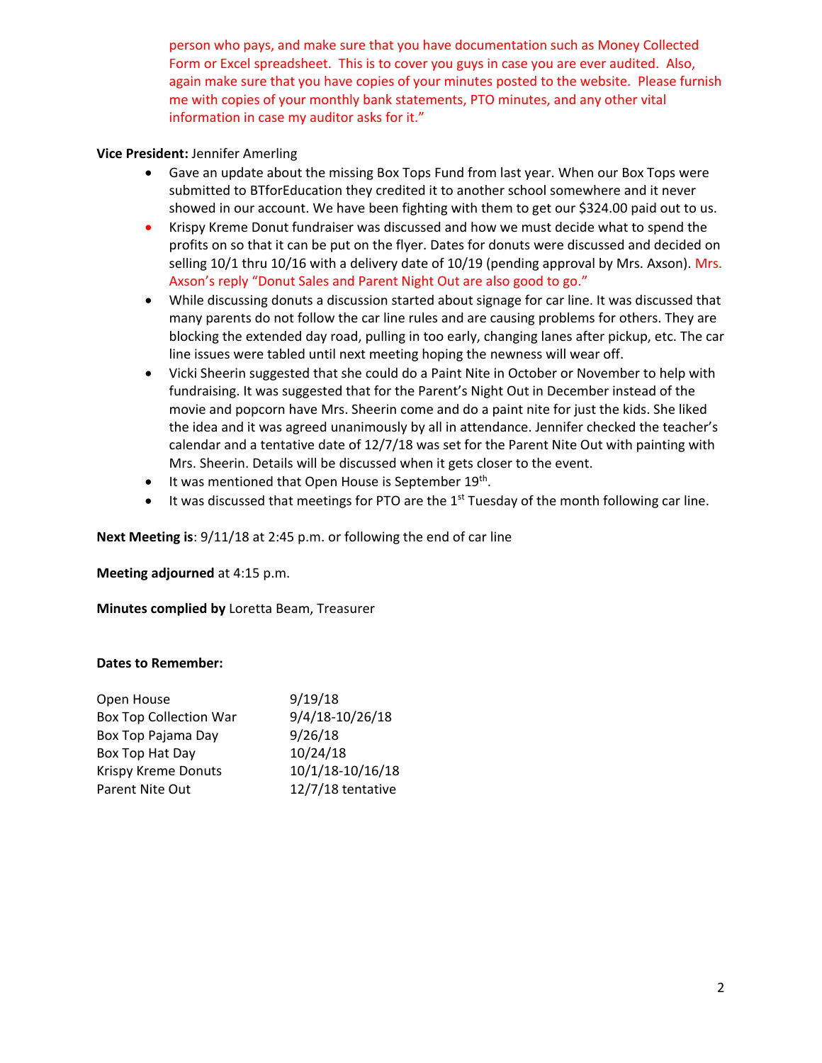person who pays, and make sure that you have documentation such as Money Collected Form or Excel spreadsheet. This is to cover you guys in case you are ever audited. Also, again make sure that you have copies of your minutes posted to the website. Please furnish me with copies of your monthly bank statements, PTO minutes, and any other vital information in case my auditor asks for it."

**Vice President:** Jennifer Amerling

- Gave an update about the missing Box Tops Fund from last year. When our Box Tops were submitted to BTforEducation they credited it to another school somewhere and it never showed in our account. We have been fighting with them to get our $324.00 paid out to us.
- Krispy Kreme Donut fundraiser was discussed and how we must decide what to spend the profits on so that it can be put on the flyer. Dates for donuts were discussed and decided on selling 10/1 thru 10/16 with a delivery date of 10/19 (pending approval by Mrs. Axson). Mrs. Axson's reply "Donut Sales and Parent Night Out are also good to go."
- While discussing donuts a discussion started about signage for car line. It was discussed that many parents do not follow the car line rules and are causing problems for others. They are blocking the extended day road, pulling in too early, changing lanes after pickup, etc. The car line issues were tabled until next meeting hoping the newness will wear off.
- Vicki Sheerin suggested that she could do a Paint Nite in October or November to help with fundraising. It was suggested that for the Parent's Night Out in December instead of the movie and popcorn have Mrs. Sheerin come and do a paint nite for just the kids. She liked the idea and it was agreed unanimously by all in attendance. Jennifer checked the teacher's calendar and a tentative date of 12/7/18 was set for the Parent Nite Out with painting with Mrs. Sheerin. Details will be discussed when it gets closer to the event.
- It was mentioned that Open House is September 19th.
- It was discussed that meetings for PTO are the 1st Tuesday of the month following car line.

**Next Meeting is**: 9/11/18 at 2:45 p.m. or following the end of car line

**Meeting adjourned** at 4:15 p.m.

**Minutes complied by** Loretta Beam, Treasurer

**Dates to Remember:**

| | |
|---|---|
| Open House | 9/19/18 |
| Box Top Collection War | 9/4/18-10/26/18 |
| Box Top Pajama Day | 9/26/18 |
| Box Top Hat Day | 10/24/18 |
| Krispy Kreme Donuts | 10/1/18-10/16/18 |
| Parent Nite Out | 12/7/18 tentative |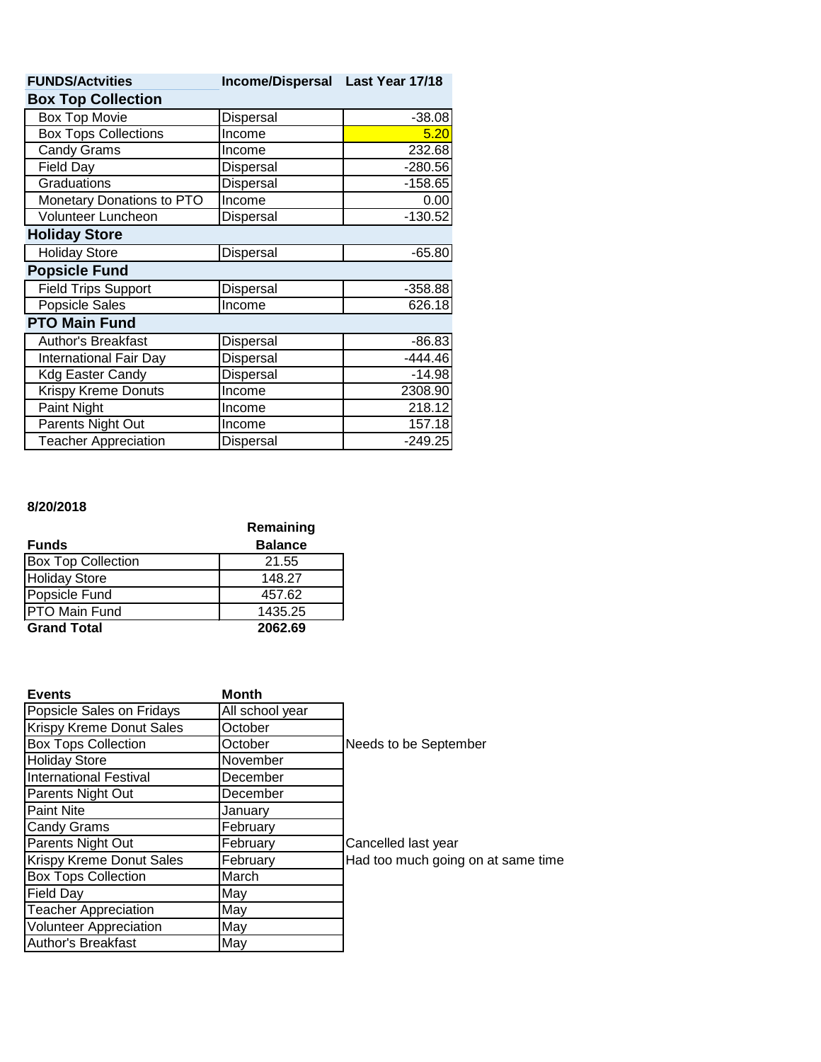| FUNDS/Actvities | Income/Dispersal | Last Year 17/18 |
|---|---|---|
| **Box Top Collection** | | |
| Box Top Movie | Dispersal | -38.08 |
| Box Tops Collections | Income | 5.20 |
| Candy Grams | Income | 232.68 |
| Field Day | Dispersal | -280.56 |
| Graduations | Dispersal | -158.65 |
| Monetary Donations to PTO | Income | 0.00 |
| Volunteer Luncheon | Dispersal | -130.52 |
| **Holiday Store** | | |
| Holiday Store | Dispersal | -65.80 |
| **Popsicle Fund** | | |
| Field Trips Support | Dispersal | -358.88 |
| Popsicle Sales | Income | 626.18 |
| **PTO Main Fund** | | |
| Author's Breakfast | Dispersal | -86.83 |
| International Fair Day | Dispersal | -444.46 |
| Kdg Easter Candy | Dispersal | -14.98 |
| Krispy Kreme Donuts | Income | 2308.90 |
| Paint Night | Income | 218.12 |
| Parents Night Out | Income | 157.18 |
| Teacher Appreciation | Dispersal | -249.25 |

**8/20/2018**

| Funds | Remaining Balance |
|---|---|
| Box Top Collection | 21.55 |
| Holiday Store | 148.27 |
| Popsicle Fund | 457.62 |
| PTO Main Fund | 1435.25 |
| **Grand Total** | **2062.69** |

| Events | Month | |
|---|---|---|
| Popsicle Sales on Fridays | All school year | |
| Krispy Kreme Donut Sales | October | |
| Box Tops Collection | October | Needs to be September |
| Holiday Store | November | |
| International Festival | December | |
| Parents Night Out | December | |
| Paint Nite | January | |
| Candy Grams | February | |
| Parents Night Out | February | Cancelled last year |
| Krispy Kreme Donut Sales | February | Had too much going on at same time |
| Box Tops Collection | March | |
| Field Day | May | |
| Teacher Appreciation | May | |
| Volunteer Appreciation | May | |
| Author's Breakfast | May | |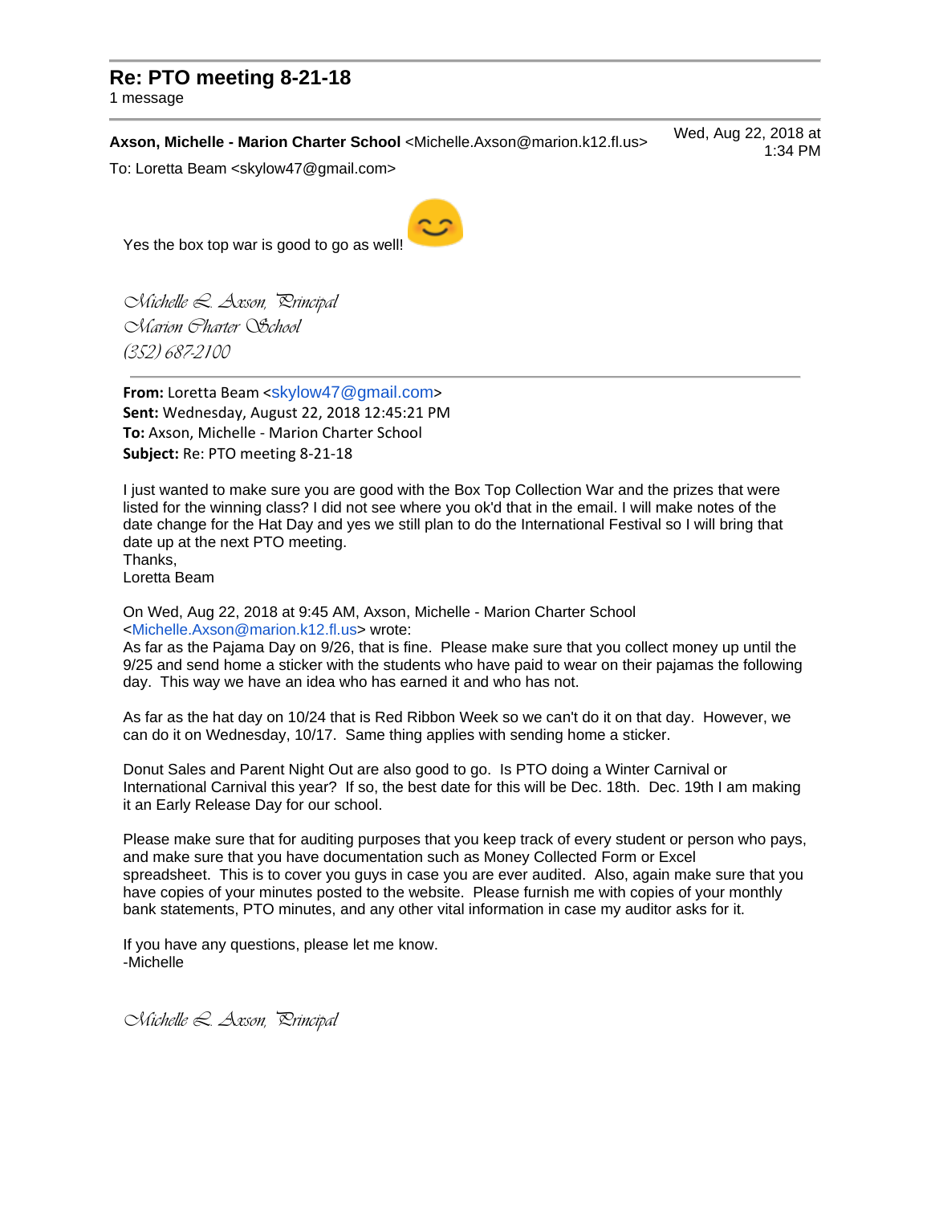## Re: PTO meeting 8-21-18

1 message

**Axson, Michelle - Marion Charter School** <Michelle.Axson@marion.k12.fl.us> Wed, Aug 22, 2018 at 1:34 PM

To: Loretta Beam <skylow47@gmail.com>

Yes the box top war is good to go as well! 😊

*Michelle L. Axson, Principal*
*Marion Charter School*
*(352) 687-2100*

---

**From:** Loretta Beam <skylow47@gmail.com>
**Sent:** Wednesday, August 22, 2018 12:45:21 PM
**To:** Axson, Michelle - Marion Charter School
**Subject:** Re: PTO meeting 8-21-18

I just wanted to make sure you are good with the Box Top Collection War and the prizes that were listed for the winning class? I did not see where you ok'd that in the email. I will make notes of the date change for the Hat Day and yes we still plan to do the International Festival so I will bring that date up at the next PTO meeting.
Thanks,
Loretta Beam

On Wed, Aug 22, 2018 at 9:45 AM, Axson, Michelle - Marion Charter School <Michelle.Axson@marion.k12.fl.us> wrote:
As far as the Pajama Day on 9/26, that is fine. Please make sure that you collect money up until the 9/25 and send home a sticker with the students who have paid to wear on their pajamas the following day. This way we have an idea who has earned it and who has not.

As far as the hat day on 10/24 that is Red Ribbon Week so we can't do it on that day. However, we can do it on Wednesday, 10/17. Same thing applies with sending home a sticker.

Donut Sales and Parent Night Out are also good to go. Is PTO doing a Winter Carnival or International Carnival this year? If so, the best date for this will be Dec. 18th. Dec. 19th I am making it an Early Release Day for our school.

Please make sure that for auditing purposes that you keep track of every student or person who pays, and make sure that you have documentation such as Money Collected Form or Excel spreadsheet. This is to cover you guys in case you are ever audited. Also, again make sure that you have copies of your minutes posted to the website. Please furnish me with copies of your monthly bank statements, PTO minutes, and any other vital information in case my auditor asks for it.

If you have any questions, please let me know.
-Michelle

*Michelle L. Axson, Principal*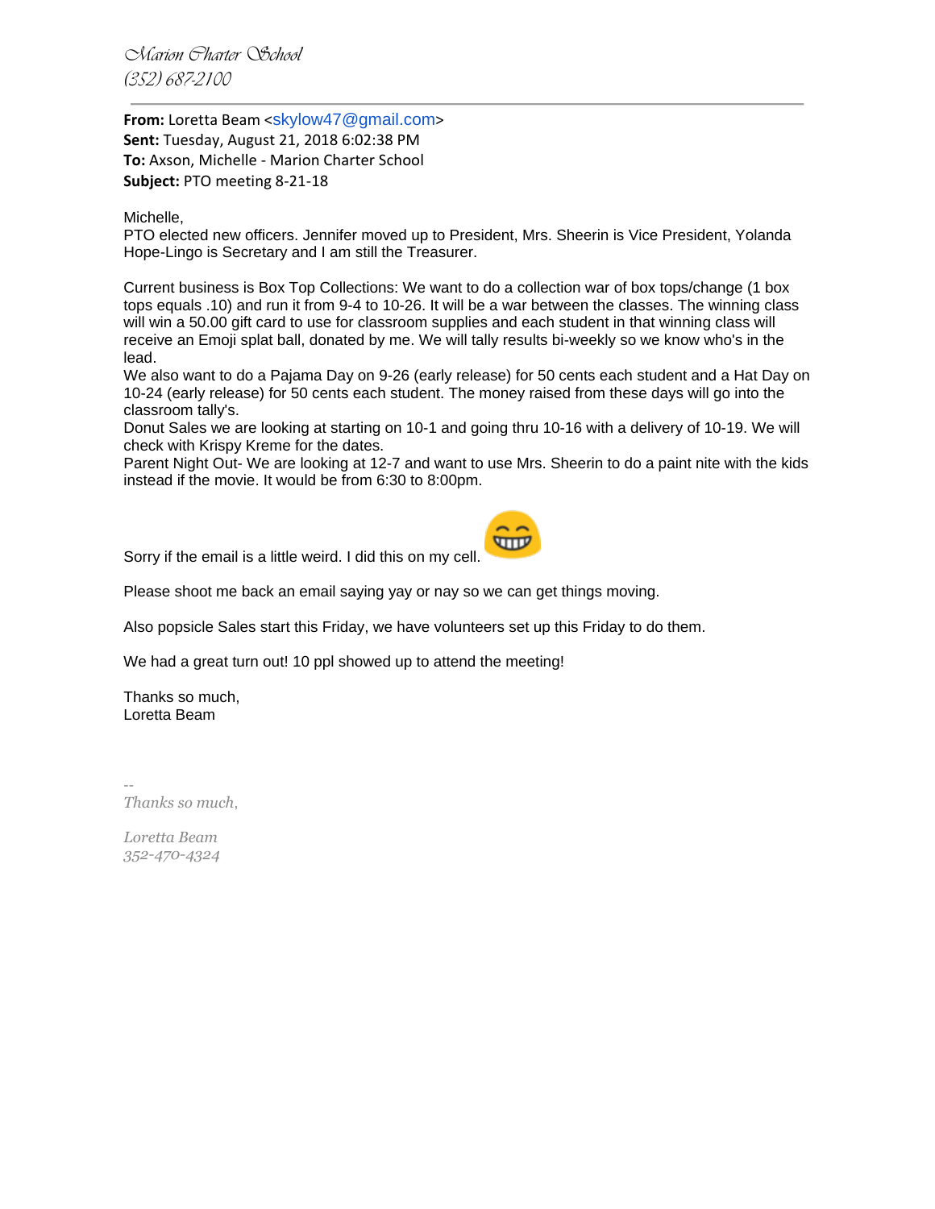*Marion Charter School*
*(352) 687-2100*

---

**From:** Loretta Beam <skylow47@gmail.com>
**Sent:** Tuesday, August 21, 2018 6:02:38 PM
**To:** Axson, Michelle - Marion Charter School
**Subject:** PTO meeting 8-21-18

Michelle,
PTO elected new officers. Jennifer moved up to President, Mrs. Sheerin is Vice President, Yolanda Hope-Lingo is Secretary and I am still the Treasurer.

Current business is Box Top Collections: We want to do a collection war of box tops/change (1 box tops equals .10) and run it from 9-4 to 10-26. It will be a war between the classes. The winning class will win a 50.00 gift card to use for classroom supplies and each student in that winning class will receive an Emoji splat ball, donated by me. We will tally results bi-weekly so we know who's in the lead.
We also want to do a Pajama Day on 9-26 (early release) for 50 cents each student and a Hat Day on 10-24 (early release) for 50 cents each student. The money raised from these days will go into the classroom tally's.
Donut Sales we are looking at starting on 10-1 and going thru 10-16 with a delivery of 10-19. We will check with Krispy Kreme for the dates.
Parent Night Out- We are looking at 12-7 and want to use Mrs. Sheerin to do a paint nite with the kids instead if the movie. It would be from 6:30 to 8:00pm.

Sorry if the email is a little weird. I did this on my cell. 😁

Please shoot me back an email saying yay or nay so we can get things moving.

Also popsicle Sales start this Friday, we have volunteers set up this Friday to do them.

We had a great turn out! 10 ppl showed up to attend the meeting!

Thanks so much,
Loretta Beam

--
*Thanks so much,*

*Loretta Beam*
*352-470-4324*